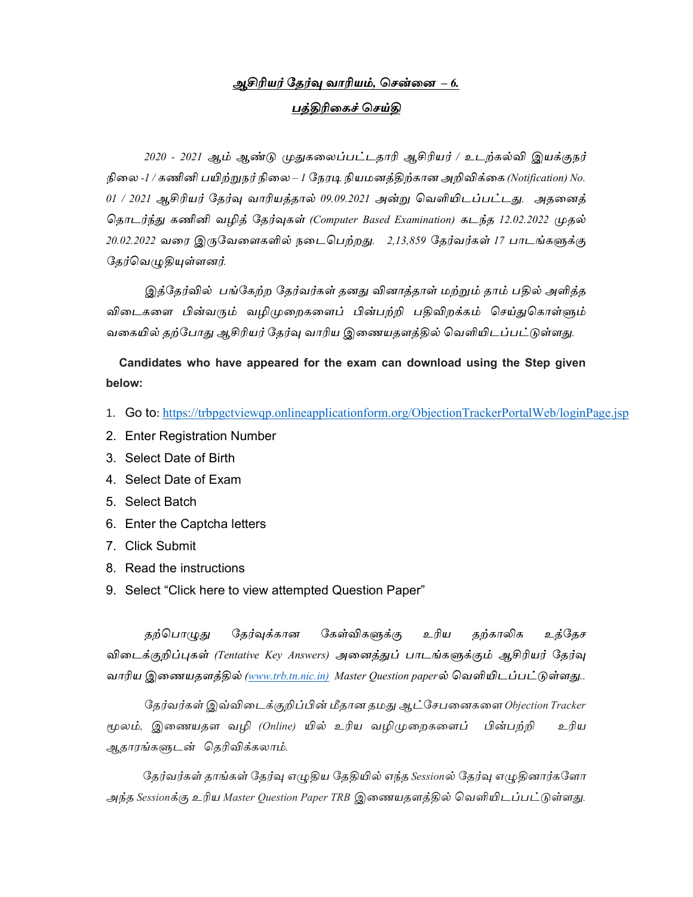<u>**ஆசிரியர் தேர்வு வாரியம், சென்னை – 6.**</u>

<u>**பத்திரிகைச் செய்தி**</u>

*2020 - 2021 ஆம் ஆண்டு முதுகலைப்பட்டதாரி ஆசிரியர் / உடற்கல்வி இயக்குநர் நிலை -1 / கணினி பயிற்றுநர் நிலை – 1 நேரடி நியமனத்திற்கான அறிவிக்கை (Notification) No. 01 / 2021 ஆசிரியர் தேர்வு வாரியத்தால் 09.09.2021 அன்று வெளியிடப்பட்டது. அதனைத் தொடர்ந்து கணினி வழித் தேர்வுகள் (Computer Based Examination) கடந்த 12.02.2022 முதல் 20.02.2022 வரை இருவேளைகளில் நடைபெற்றது. 2,13,859 தேர்வர்கள் 17 பாடங்களுக்கு தேர்வெழுதியுள்ளனர்.*

*இத்தேர்வில் பங்கேற்ற தேர்வர்கள் தனது வினாத்தாள் மற்றும் தாம் பதில் அளித்த விடைகளை பின்வரும் வழிமுறைகளைப் பின்பற்றி பதிவிறக்கம் செய்துகொள்ளும் வகையில் தற்போது ஆசிரியர் தேர்வு வாரிய இணையதளத்தில் வெளியிடப்பட்டுள்ளது.*

**Candidates who have appeared for the exam can download using the Step given below:**

1. Go to: https://trbpgctviewqp.onlineapplicationform.org/ObjectionTrackerPortalWeb/loginPage.jsp
2. Enter Registration Number
3. Select Date of Birth
4. Select Date of Exam
5. Select Batch
6. Enter the Captcha letters
7. Click Submit
8. Read the instructions
9. Select "Click here to view attempted Question Paper"

*தற்பொழுது தேர்வுக்கான கேள்விகளுக்கு உரிய தற்காலிக உத்தேச விடைக்குறிப்புகள் (Tentative Key Answers) அனைத்துப் பாடங்களுக்கும் ஆசிரியர் தேர்வு வாரிய இணையதளத்தில் (www.trb.tn.nic.in) Master Question paperல் வெளியிடப்பட்டுள்ளது..*

*தேர்வர்கள் இவ்விடைக்குறிப்பின் மீதான தமது ஆட்சேபனைகளை Objection Tracker மூலம், இணையதள வழி (Online) யில் உரிய வழிமுறைகளைப் பின்பற்றி உரிய ஆதாரங்களுடன் தெரிவிக்கலாம்.*

*தேர்வர்கள் தாங்கள் தேர்வு எழுதிய தேதியில் எந்த Sessionல் தேர்வு எழுதினார்களோ அந்த Sessionக்கு உரிய Master Question Paper TRB இணையதளத்தில் வெளியிடப்பட்டுள்ளது.*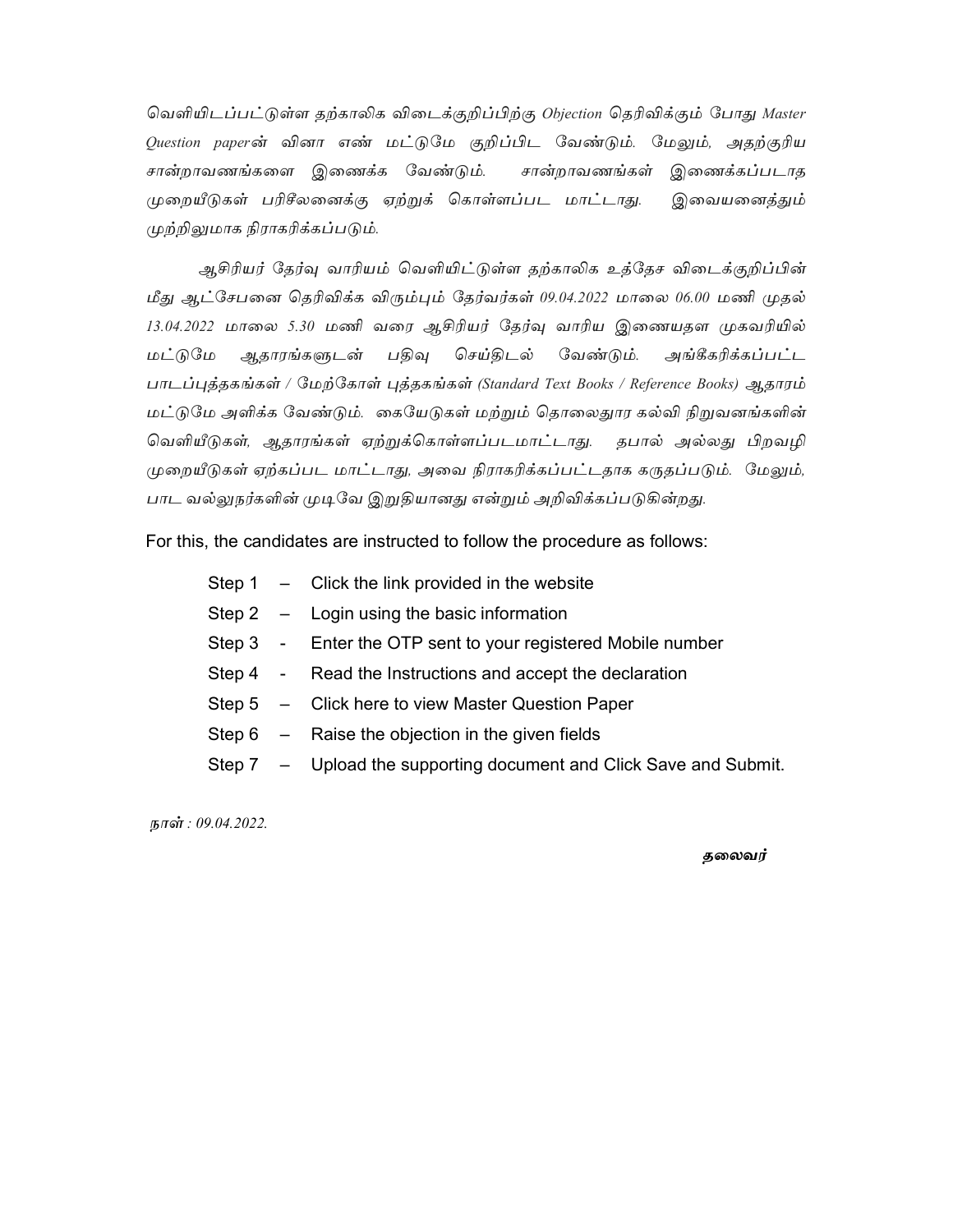வெளியிடப்பட்டுள்ள தற்காலிக விடைக்குறிப்பிற்கு *Objection* தெரிவிக்கும் போது *Master Question paper*ன் வினா எண் மட்டுமே குறிப்பிட வேண்டும். மேலும், அதற்குரிய சான்றாவணங்களை இணைக்க வேண்டும். சான்றாவணங்கள் இணைக்கப்படாத முறையீடுகள் பரிசீலனைக்கு ஏற்றுக் கொள்ளப்பட மாட்டாது. இவையனைத்தும் முற்றிலுமாக நிராகரிக்கப்படும்.

ஆசிரியர் தேர்வு வாரியம் வெளியிட்டுள்ள தற்காலிக உத்தேச விடைக்குறிப்பின் மீது ஆட்சேபனை தெரிவிக்க விரும்பும் தேர்வர்கள் 09.04.2022 மாலை 06.00 மணி முதல் 13.04.2022 மாலை 5.30 மணி வரை ஆசிரியர் தேர்வு வாரிய இணையதள முகவரியில் மட்டுமே ஆதாரங்களுடன் பதிவு செய்திடல் வேண்டும். அங்கீகரிக்கப்பட்ட பாடப்புத்தகங்கள் / மேற்கோள் புத்தகங்கள் *(Standard Text Books / Reference Books)* ஆதாரம் மட்டுமே அளிக்க வேண்டும். கையேடுகள் மற்றும் தொலைதூர கல்வி நிறுவனங்களின் வெளியீடுகள், ஆதாரங்கள் ஏற்றுக்கொள்ளப்படமாட்டாது. தபால் அல்லது பிறவழி முறையீடுகள் ஏற்கப்பட மாட்டாது, அவை நிராகரிக்கப்பட்டதாக கருதப்படும். மேலும், பாட வல்லுநர்களின் முடிவே இறுதியானது என்றும் அறிவிக்கப்படுகின்றது.

For this, the candidates are instructed to follow the procedure as follows:

- Step 1 – Click the link provided in the website
- Step 2 – Login using the basic information
- Step 3 - Enter the OTP sent to your registered Mobile number
- Step 4 - Read the Instructions and accept the declaration
- Step 5 – Click here to view Master Question Paper
- Step 6 – Raise the objection in the given fields
- Step 7 – Upload the supporting document and Click Save and Submit.

*நாள் : 09.04.2022.*

**தலைவர்**